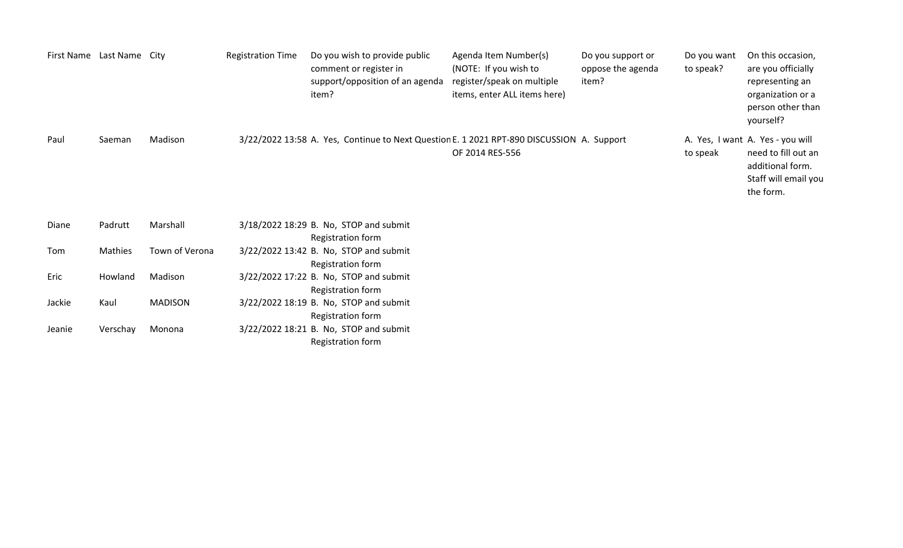| First Name | Last Name | City | Registration Time | Do you wish to provide public comment or register in support/opposition of an agenda item? | Agenda Item Number(s) (NOTE: If you wish to register/speak on multiple items, enter ALL items here) | Do you support or oppose the agenda item? | Do you want to speak? | On this occasion, are you officially representing an organization or a person other than yourself? |
|---|---|---|---|---|---|---|---|---|
| Paul | Saeman | Madison | 3/22/2022 13:58 | A. Yes, Continue to Next Question | E. 1 2021 RPT-890 DISCUSSION OF 2014 RES-556 | A. Support | A. Yes, I want to speak | A. Yes - you will need to fill out an additional form. Staff will email you the form. |
| Diane | Padrutt | Marshall | 3/18/2022 18:29 | B. No, STOP and submit Registration form | | | | |
| Tom | Mathies | Town of Verona | 3/22/2022 13:42 | B. No, STOP and submit Registration form | | | | |
| Eric | Howland | Madison | 3/22/2022 17:22 | B. No, STOP and submit Registration form | | | | |
| Jackie | Kaul | MADISON | 3/22/2022 18:19 | B. No, STOP and submit Registration form | | | | |
| Jeanie | Verschay | Monona | 3/22/2022 18:21 | B. No, STOP and submit Registration form | | | | |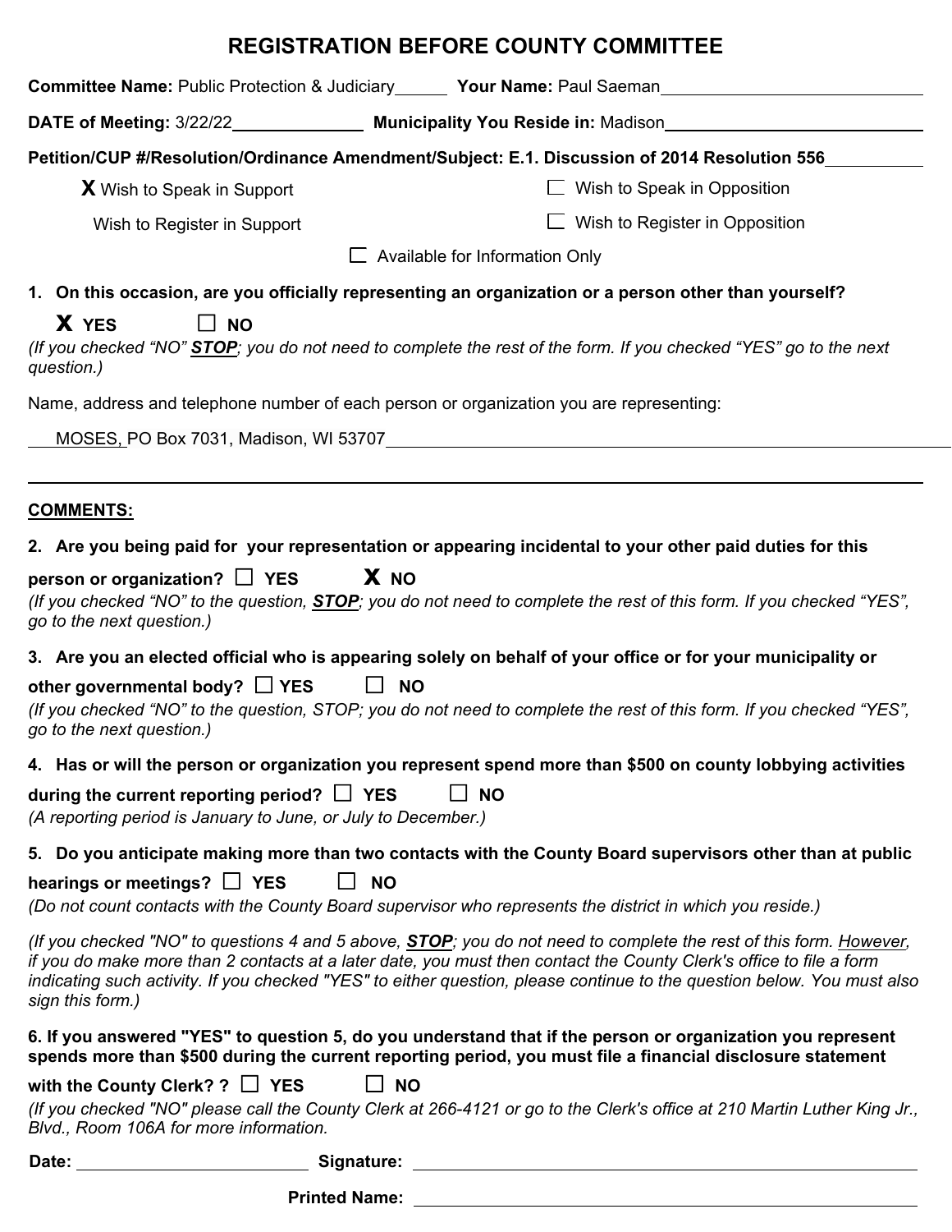# REGISTRATION BEFORE COUNTY COMMITTEE

**Committee Name:** Public Protection & Judiciary **Your Name:** Paul Saeman

**DATE of Meeting:** 3/22/22 **Municipality You Reside in:** Madison

**Petition/CUP #/Resolution/Ordinance Amendment/Subject:** E.1. Discussion of 2014 Resolution 556

X Wish to Speak in Support ☐ Wish to Speak in Opposition

Wish to Register in Support ☐ Wish to Register in Opposition

☐ Available for Information Only

**1. On this occasion, are you officially representing an organization or a person other than yourself?**

**X YES ☐ NO**

*(If you checked "NO" **STOP**; you do not need to complete the rest of the form. If you checked "YES" go to the next question.)*

Name, address and telephone number of each person or organization you are representing:

MOSES, PO Box 7031, Madison, WI 53707

**COMMENTS:**

**2. Are you being paid for your representation or appearing incidental to your other paid duties for this person or organization? ☐ YES X NO**

*(If you checked "NO" to the question, **STOP**; you do not need to complete the rest of this form. If you checked "YES", go to the next question.)*

**3. Are you an elected official who is appearing solely on behalf of your office or for your municipality or other governmental body? ☐ YES ☐ NO**

*(If you checked "NO" to the question, STOP; you do not need to complete the rest of this form. If you checked "YES", go to the next question.)*

**4. Has or will the person or organization you represent spend more than $500 on county lobbying activities during the current reporting period? ☐ YES ☐ NO**

*(A reporting period is January to June, or July to December.)*

**5. Do you anticipate making more than two contacts with the County Board supervisors other than at public hearings or meetings? ☐ YES ☐ NO**

*(Do not count contacts with the County Board supervisor who represents the district in which you reside.)*

*(If you checked "NO" to questions 4 and 5 above, **STOP**; you do not need to complete the rest of this form. However, if you do make more than 2 contacts at a later date, you must then contact the County Clerk's office to file a form indicating such activity. If you checked "YES" to either question, please continue to the question below. You must also sign this form.)*

**6. If you answered "YES" to question 5, do you understand that if the person or organization you represent spends more than $500 during the current reporting period, you must file a financial disclosure statement with the County Clerk? ? ☐ YES ☐ NO**

*(If you checked "NO" please call the County Clerk at 266-4121 or go to the Clerk's office at 210 Martin Luther King Jr., Blvd., Room 106A for more information.*

**Date:** \_\_\_\_\_\_\_\_\_\_ **Signature:** \_\_\_\_\_\_\_\_\_\_

**Printed Name:** \_\_\_\_\_\_\_\_\_\_